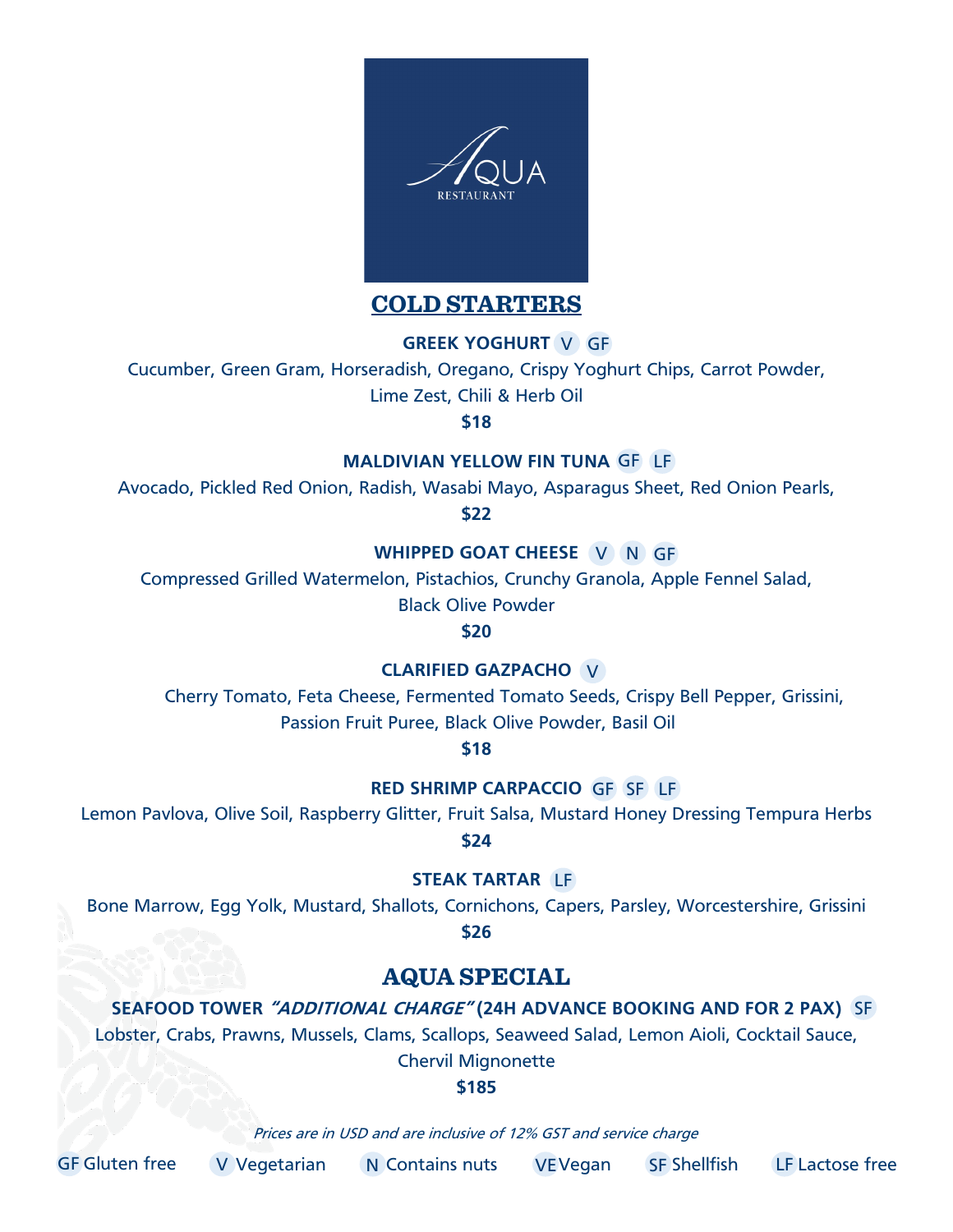AQUA
RESTAURANT

## COLD STARTERS

**GREEK YOGHURT** V GF

Cucumber, Green Gram, Horseradish, Oregano, Crispy Yoghurt Chips, Carrot Powder, Lime Zest, Chili & Herb Oil

**$18**

**MALDIVIAN YELLOW FIN TUNA** GF LF

Avocado, Pickled Red Onion, Radish, Wasabi Mayo, Asparagus Sheet, Red Onion Pearls,

**$22**

**WHIPPED GOAT CHEESE** V N GF

Compressed Grilled Watermelon, Pistachios, Crunchy Granola, Apple Fennel Salad, Black Olive Powder

**$20**

**CLARIFIED GAZPACHO** V

Cherry Tomato, Feta Cheese, Fermented Tomato Seeds, Crispy Bell Pepper, Grissini, Passion Fruit Puree, Black Olive Powder, Basil Oil

**$18**

**RED SHRIMP CARPACCIO** GF SF LF

Lemon Pavlova, Olive Soil, Raspberry Glitter, Fruit Salsa, Mustard Honey Dressing Tempura Herbs

**$24**

**STEAK TARTAR** LF

Bone Marrow, Egg Yolk, Mustard, Shallots, Cornichons, Capers, Parsley, Worcestershire, Grissini

**$26**

## AQUA SPECIAL

**SEAFOOD TOWER *"ADDITIONAL CHARGE"* (24H ADVANCE BOOKING AND FOR 2 PAX)** SF

Lobster, Crabs, Prawns, Mussels, Clams, Scallops, Seaweed Salad, Lemon Aioli, Cocktail Sauce, Chervil Mignonette

**$185**

*Prices are in USD and are inclusive of 12% GST and service charge*

GF Gluten free V Vegetarian N Contains nuts VE Vegan SF Shellfish LF Lactose free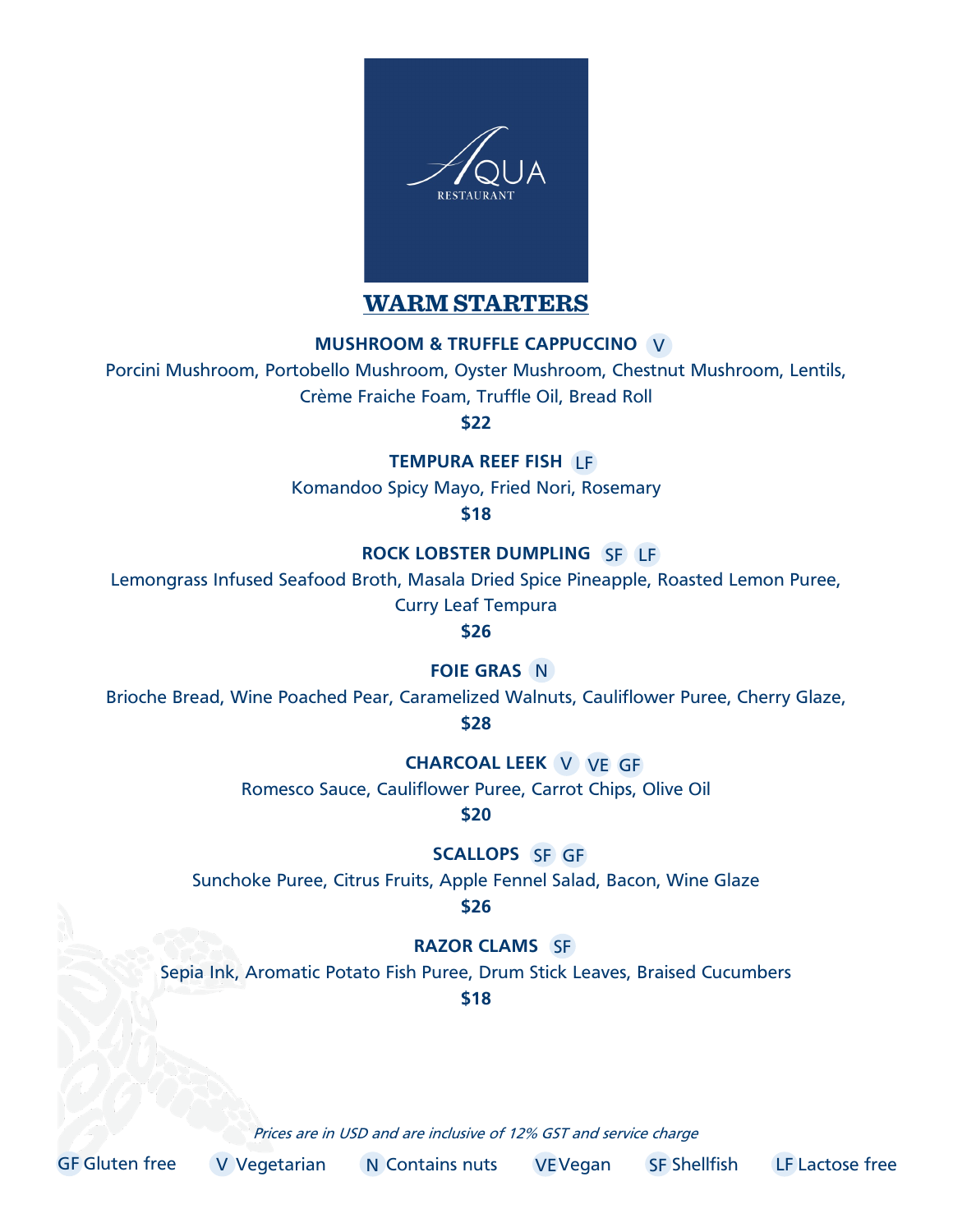AQUA RESTAURANT

# WARM STARTERS

**MUSHROOM & TRUFFLE CAPPUCCINO** V

Porcini Mushroom, Portobello Mushroom, Oyster Mushroom, Chestnut Mushroom, Lentils, Crème Fraiche Foam, Truffle Oil, Bread Roll

**$22**

**TEMPURA REEF FISH** LF

Komandoo Spicy Mayo, Fried Nori, Rosemary

**$18**

**ROCK LOBSTER DUMPLING** SF LF

Lemongrass Infused Seafood Broth, Masala Dried Spice Pineapple, Roasted Lemon Puree, Curry Leaf Tempura

**$26**

**FOIE GRAS** N

Brioche Bread, Wine Poached Pear, Caramelized Walnuts, Cauliflower Puree, Cherry Glaze,

**$28**

**CHARCOAL LEEK** V VE GF

Romesco Sauce, Cauliflower Puree, Carrot Chips, Olive Oil

**$20**

**SCALLOPS** SF GF

Sunchoke Puree, Citrus Fruits, Apple Fennel Salad, Bacon, Wine Glaze

**$26**

**RAZOR CLAMS** SF

Sepia Ink, Aromatic Potato Fish Puree, Drum Stick Leaves, Braised Cucumbers

**$18**

*Prices are in USD and are inclusive of 12% GST and service charge*

GF Gluten free V Vegetarian N Contains nuts VE Vegan SF Shellfish LF Lactose free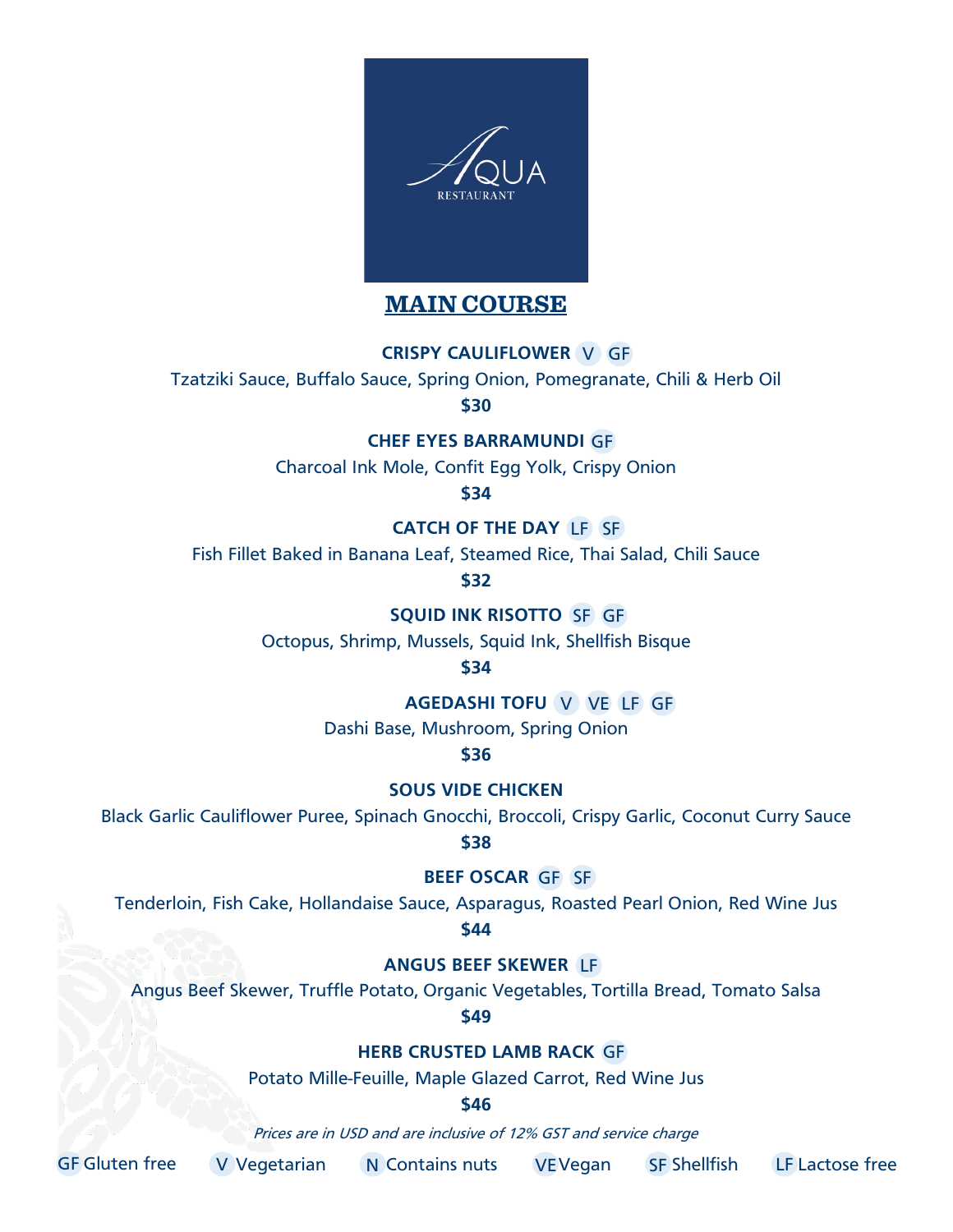AQUA
RESTAURANT

# MAIN COURSE

**CRISPY CAULIFLOWER** V GF

Tzatziki Sauce, Buffalo Sauce, Spring Onion, Pomegranate, Chili & Herb Oil

**$30**

**CHEF EYES BARRAMUNDI** GF

Charcoal Ink Mole, Confit Egg Yolk, Crispy Onion

**$34**

**CATCH OF THE DAY** LF SF

Fish Fillet Baked in Banana Leaf, Steamed Rice, Thai Salad, Chili Sauce

**$32**

**SQUID INK RISOTTO** SF GF

Octopus, Shrimp, Mussels, Squid Ink, Shellfish Bisque

**$34**

**AGEDASHI TOFU** V VE LF GF

Dashi Base, Mushroom, Spring Onion

**$36**

**SOUS VIDE CHICKEN**

Black Garlic Cauliflower Puree, Spinach Gnocchi, Broccoli, Crispy Garlic, Coconut Curry Sauce

**$38**

**BEEF OSCAR** GF SF

Tenderloin, Fish Cake, Hollandaise Sauce, Asparagus, Roasted Pearl Onion, Red Wine Jus

**$44**

**ANGUS BEEF SKEWER** LF

Angus Beef Skewer, Truffle Potato, Organic Vegetables, Tortilla Bread, Tomato Salsa

**$49**

**HERB CRUSTED LAMB RACK** GF

Potato Mille-Feuille, Maple Glazed Carrot, Red Wine Jus

**$46**

*Prices are in USD and are inclusive of 12% GST and service charge*

GF Gluten free V Vegetarian N Contains nuts VE Vegan SF Shellfish LF Lactose free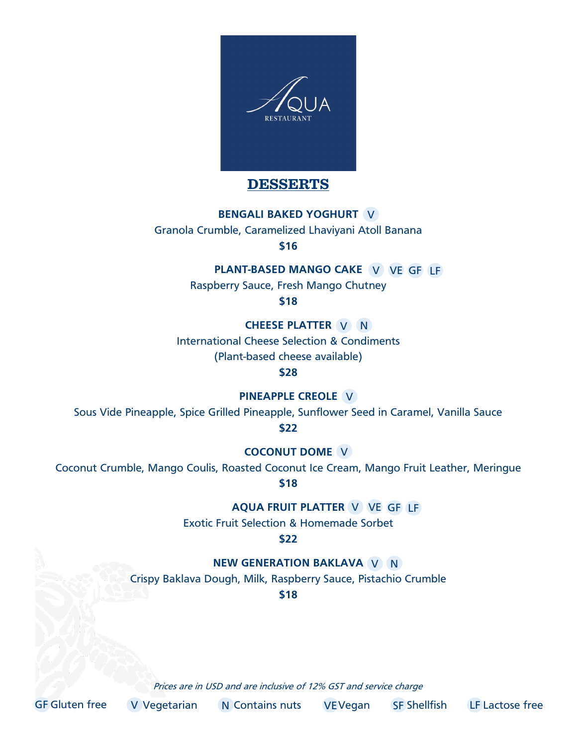AQUA
RESTAURANT

# DESSERTS

**BENGALI BAKED YOGHURT** V

Granola Crumble, Caramelized Lhaviyani Atoll Banana

**$16**

**PLANT-BASED MANGO CAKE** V VE GF LF

Raspberry Sauce, Fresh Mango Chutney

**$18**

**CHEESE PLATTER** V N

International Cheese Selection & Condiments

(Plant-based cheese available)

**$28**

**PINEAPPLE CREOLE** V

Sous Vide Pineapple, Spice Grilled Pineapple, Sunflower Seed in Caramel, Vanilla Sauce

**$22**

**COCONUT DOME** V

Coconut Crumble, Mango Coulis, Roasted Coconut Ice Cream, Mango Fruit Leather, Meringue

**$18**

**AQUA FRUIT PLATTER** V VE GF LF

Exotic Fruit Selection & Homemade Sorbet

**$22**

**NEW GENERATION BAKLAVA** V N

Crispy Baklava Dough, Milk, Raspberry Sauce, Pistachio Crumble

**$18**

*Prices are in USD and are inclusive of 12% GST and service charge*

GF Gluten free | V Vegetarian | N Contains nuts | VE Vegan | SF Shellfish | LF Lactose free